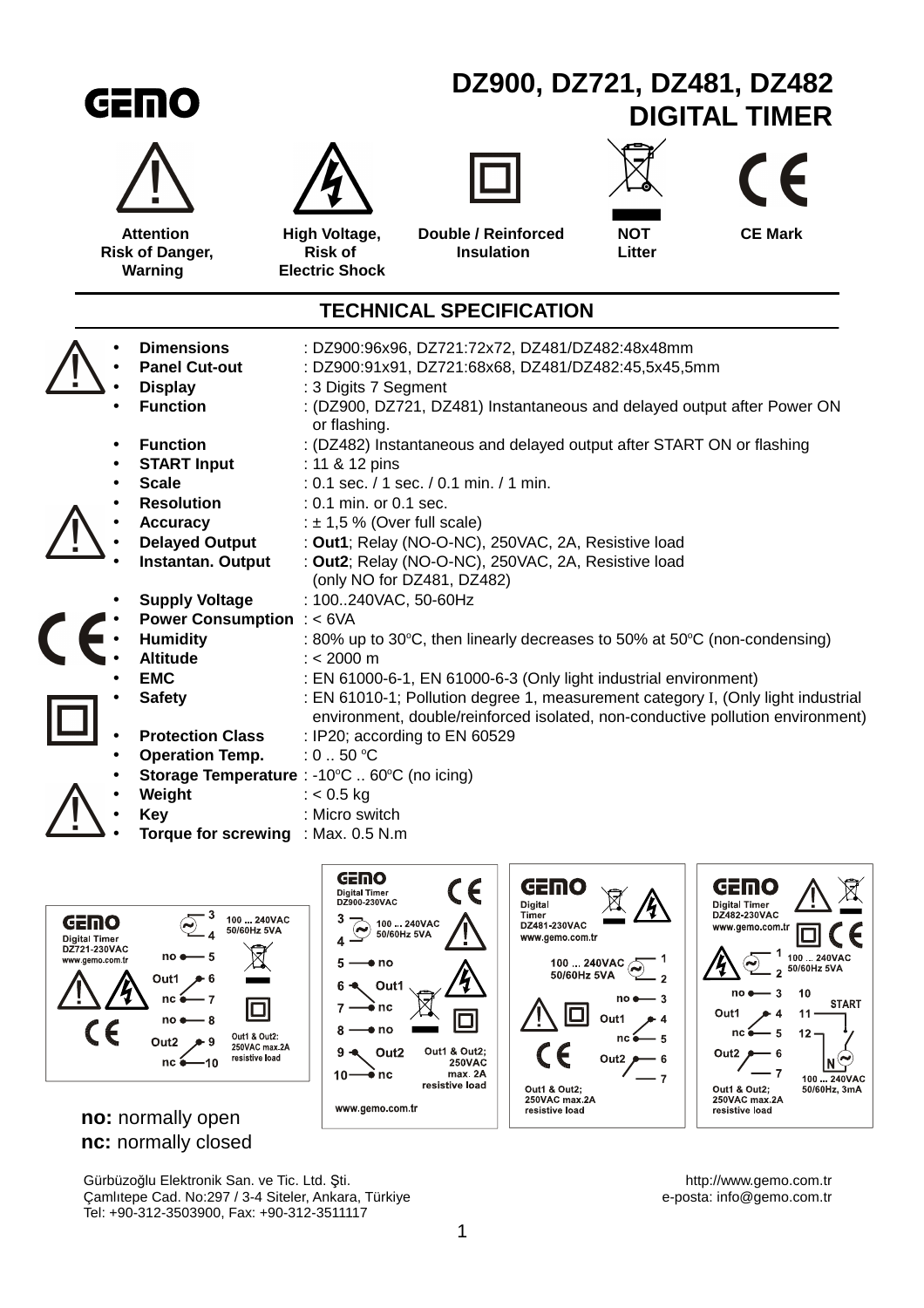GEMO

# DZ900, DZ721, DZ481, DZ482
# DIGITAL TIMER

| Attention Risk of Danger, Warning | High Voltage, Risk of Electric Shock | Double / Reinforced Insulation | NOT Litter | CE Mark |
|---|---|---|---|---|

## TECHNICAL SPECIFICATION

- **Dimensions** : DZ900:96x96, DZ721:72x72, DZ481/DZ482:48x48mm
- **Panel Cut-out** : DZ900:91x91, DZ721:68x68, DZ481/DZ482:45,5x45,5mm
- **Display** : 3 Digits 7 Segment
- **Function** : (DZ900, DZ721, DZ481) Instantaneous and delayed output after Power ON or flashing.
- **Function** : (DZ482) Instantaneous and delayed output after START ON or flashing
- **START Input** : 11 & 12 pins
- **Scale** : 0.1 sec. / 1 sec. / 0.1 min. / 1 min.
- **Resolution** : 0.1 min. or 0.1 sec.
- **Accuracy** : ± 1,5 % (Over full scale)
- **Delayed Output** : **Out1**; Relay (NO-O-NC), 250VAC, 2A, Resistive load
- **Instantan. Output** : **Out2**; Relay (NO-O-NC), 250VAC, 2A, Resistive load (only NO for DZ481, DZ482)
- **Supply Voltage** : 100..240VAC, 50-60Hz
- **Power Consumption** : < 6VA
- **Humidity** : 80% up to 30°C, then linearly decreases to 50% at 50°C (non-condensing)
- **Altitude** : < 2000 m
- **EMC** : EN 61000-6-1, EN 61000-6-3 (Only light industrial environment)
- **Safety** : EN 61010-1; Pollution degree 1, measurement category I, (Only light industrial environment, double/reinforced isolated, non-conductive pollution environment)
- **Protection Class** : IP20; according to EN 60529
- **Operation Temp.** : 0 .. 50 °C
- **Storage Temperature** : -10°C .. 60°C (no icing)
- **Weight** : < 0.5 kg
- **Key** : Micro switch
- **Torque for screwing** : Max. 0.5 N.m

**GEMO Digital Timer DZ721-230VAC** www.gemo.com.tr
3, 4: 100 ... 240VAC 50/60Hz 5VA
5: no; 6: Out1; 7: nc
8: no; 9: Out2; 10: nc
Out1 & Out2: 250VAC max.2A resistive load

**GEMO Digital Timer DZ900-230VAC**
3, 4: 100 ... 240VAC 50/60Hz 5VA
5: no; 6: Out1; 7: nc
8: no; 9: Out2; 10: nc
Out1 & Out2; 250VAC max. 2A resistive load
www.gemo.com.tr

**GEMO Digital Timer DZ481-230VAC** www.gemo.com.tr
1, 2: 100 ... 240VAC 50/60Hz 5VA
3: no; 4: Out1; 5: nc
6: Out2; 7
Out1 & Out2; 250VAC max.2A resistive load

**GEMO Digital Timer DZ482-230VAC** www.gemo.com.tr
1, 2: 100 ... 240VAC 50/60Hz 5VA
3: no; 4: Out1; 5: nc
6: Out2; 7
10, 11, 12: START (N, 100 ... 240VAC 50/60Hz, 3mA)
Out1 & Out2; 250VAC max.2A resistive load

**no:** normally open
**nc:** normally closed

Gürbüzoğlu Elektronik San. ve Tic. Ltd. Şti.
Çamlıtepe Cad. No:297 / 3-4 Siteler, Ankara, Türkiye
Tel: +90-312-3503900, Fax: +90-312-3511117

http://www.gemo.com.tr
e-posta: info@gemo.com.tr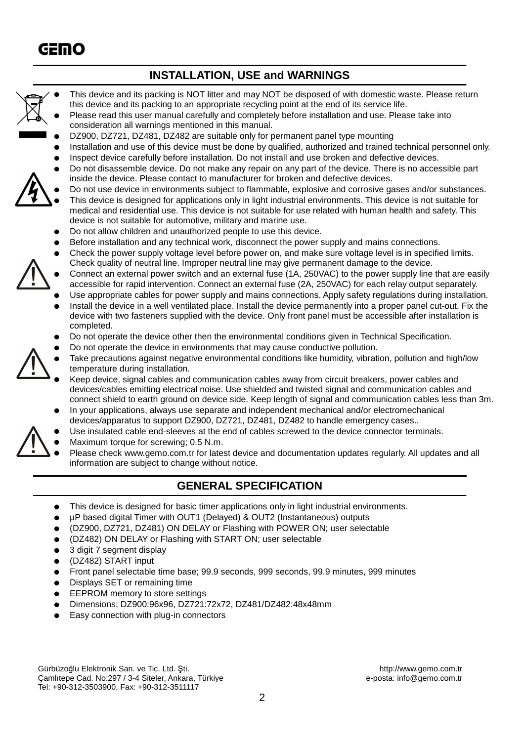## INSTALLATION, USE and WARNINGS

- This device and its packing is NOT litter and may NOT be disposed of with domestic waste. Please return this device and its packing to an appropriate recycling point at the end of its service life.
- Please read this user manual carefully and completely before installation and use. Please take into consideration all warnings mentioned in this manual.
- DZ900, DZ721, DZ481, DZ482 are suitable only for permanent panel type mounting
- Installation and use of this device must be done by qualified, authorized and trained technical personnel only.
- Inspect device carefully before installation. Do not install and use broken and defective devices.
- Do not disassemble device. Do not make any repair on any part of the device. There is no accessible part inside the device. Please contact to manufacturer for broken and defective devices.
- Do not use device in environments subject to flammable, explosive and corrosive gases and/or substances.
- This device is designed for applications only in light industrial environments. This device is not suitable for medical and residential use. This device is not suitable for use related with human health and safety. This device is not suitable for automotive, military and marine use.
- Do not allow children and unauthorized people to use this device.
- Before installation and any technical work, disconnect the power supply and mains connections.
- Check the power supply voltage level before power on, and make sure voltage level is in specified limits. Check quality of neutral line. Improper neutral line may give permanent damage to the device.
- Connect an external power switch and an external fuse (1A, 250VAC) to the power supply line that are easily accessible for rapid intervention. Connect an external fuse (2A, 250VAC) for each relay output separately.
- Use appropriate cables for power supply and mains connections. Apply safety regulations during installation.
- Install the device in a well ventilated place. Install the device permanently into a proper panel cut-out. Fix the device with two fasteners supplied with the device. Only front panel must be accessible after installation is completed.
- Do not operate the device other then the environmental conditions given in Technical Specification.
- Do not operate the device in environments that may cause conductive pollution.
- Take precautions against negative environmental conditions like humidity, vibration, pollution and high/low temperature during installation.
- Keep device, signal cables and communication cables away from circuit breakers, power cables and devices/cables emitting electrical noise. Use shielded and twisted signal and communication cables and connect shield to earth ground on device side. Keep length of signal and communication cables less than 3m.
- In your applications, always use separate and independent mechanical and/or electromechanical devices/apparatus to support DZ900, DZ721, DZ481, DZ482 to handle emergency cases..
- Use insulated cable end-sleeves at the end of cables screwed to the device connector terminals.
- Maximum torque for screwing; 0.5 N.m.
- Please check www.gemo.com.tr for latest device and documentation updates regularly. All updates and all information are subject to change without notice.

## GENERAL SPECIFICATION

- This device is designed for basic timer applications only in light industrial environments.
- µP based digital Timer with OUT1 (Delayed) & OUT2 (Instantaneous) outputs
- (DZ900, DZ721, DZ481) ON DELAY or Flashing with POWER ON; user selectable
- (DZ482) ON DELAY or Flashing with START ON; user selectable
- 3 digit 7 segment display
- (DZ482) START input
- Front panel selectable time base; 99.9 seconds, 999 seconds, 99.9 minutes, 999 minutes
- Displays SET or remaining time
- EEPROM memory to store settings
- Dimensions; DZ900:96x96, DZ721:72x72, DZ481/DZ482:48x48mm
- Easy connection with plug-in connectors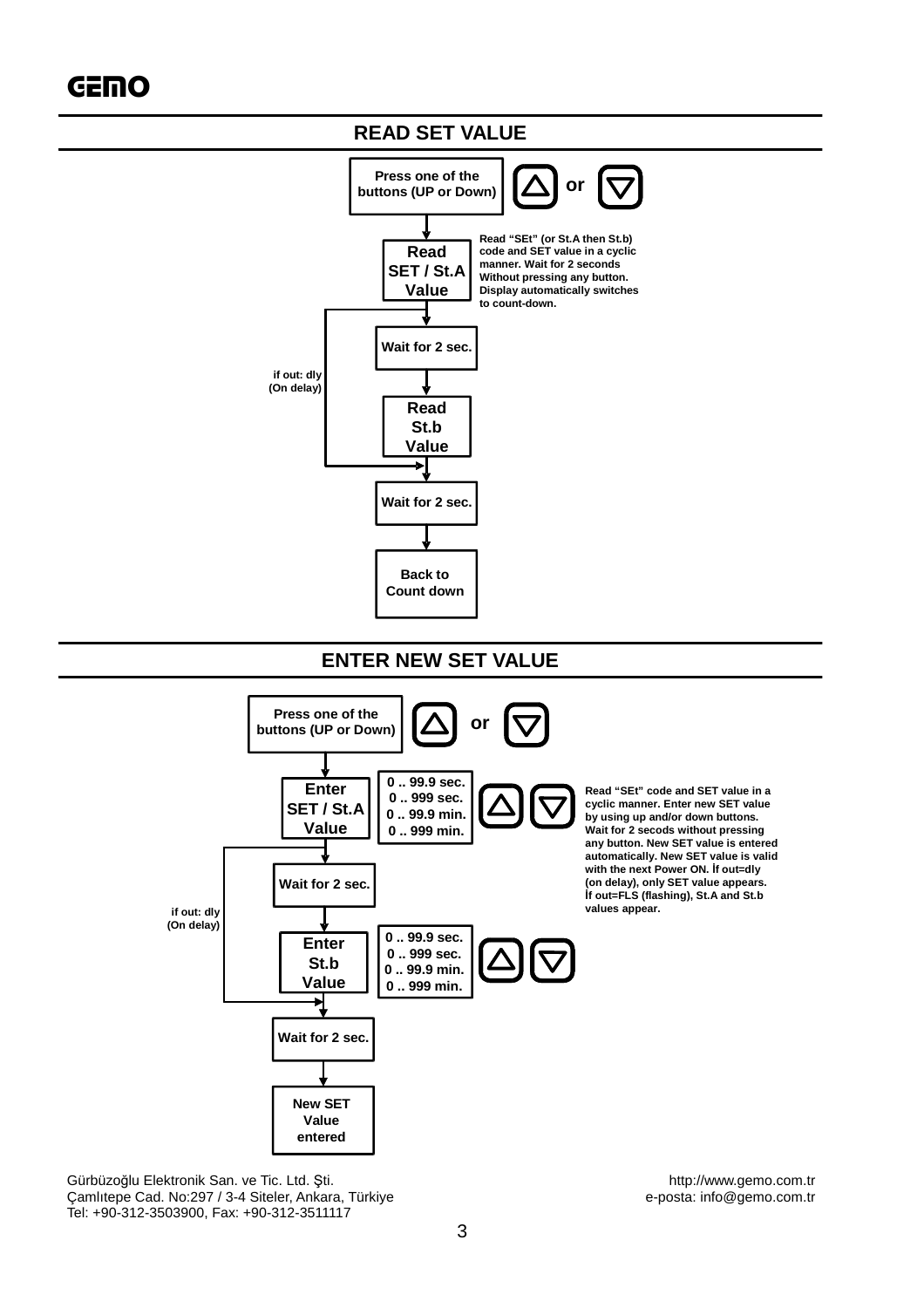## READ SET VALUE

**Press one of the buttons (UP or Down)** △ or ▽

**Read SET / St.A Value**

Read "SEt" (or St.A then St.b) code and SET value in a cyclic manner. Wait for 2 seconds Without pressing any button. Display automatically switches to count-down.

**Wait for 2 sec.**

if out: dly (On delay)

**Read St.b Value**

**Wait for 2 sec.**

**Back to Count down**

## ENTER NEW SET VALUE

**Press one of the buttons (UP or Down)** △ or ▽

**Enter SET / St.A Value**

0 .. 99.9 sec.
0 .. 999 sec.
0 .. 99.9 min.
0 .. 999 min.

△ ▽

Read "SEt" code and SET value in a cyclic manner. Enter new SET value by using up and/or down buttons. Wait for 2 secods without pressing any button. New SET value is entered automatically. New SET value is valid with the next Power ON. İf out=dly (on delay), only SET value appears. İf out=FLS (flashing), St.A and St.b values appear.

**Wait for 2 sec.**

if out: dly (On delay)

**Enter St.b Value**

0 .. 99.9 sec.
0 .. 999 sec.
0 .. 99.9 min.
0 .. 999 min.

△ ▽

**Wait for 2 sec.**

**New SET Value entered**

Gürbüzoğlu Elektronik San. ve Tic. Ltd. Şti.
Çamlıtepe Cad. No:297 / 3-4 Siteler, Ankara, Türkiye
Tel: +90-312-3503900, Fax: +90-312-3511117

http://www.gemo.com.tr
e-posta: info@gemo.com.tr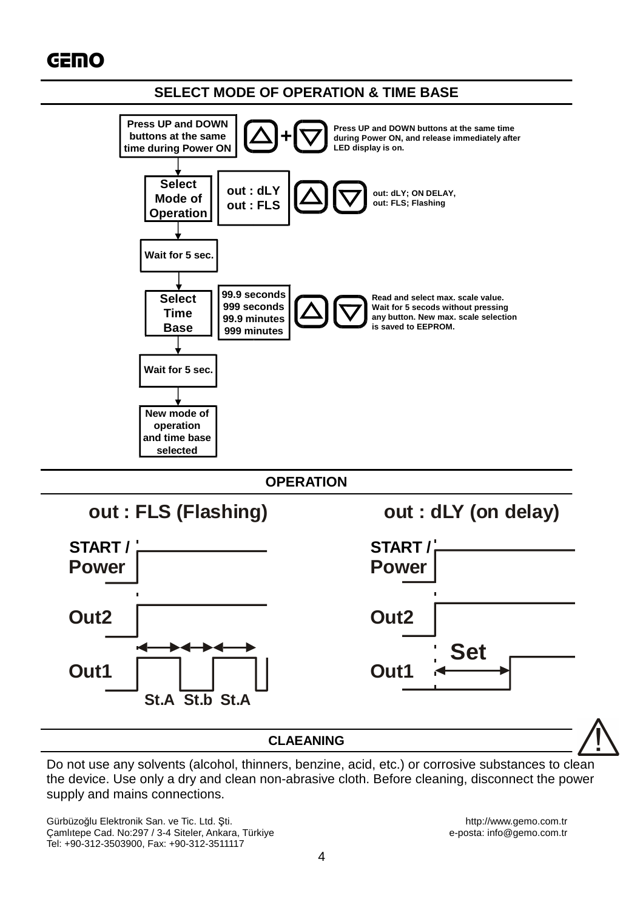GEMO

## SELECT MODE OF OPERATION & TIME BASE

Press UP and DOWN buttons at the same time during Power ON

Press UP and DOWN buttons at the same time during Power ON, and release immediately after LED display is on.

Select Mode of Operation

out : dLY
out : FLS

out: dLY; ON DELAY,
out: FLS; Flashing

Wait for 5 sec.

Select Time Base

99.9 seconds
999 seconds
99.9 minutes
999 minutes

Read and select max. scale value. Wait for 5 secods without pressing any button. New max. scale selection is saved to EEPROM.

Wait for 5 sec.

New mode of operation and time base selected

## OPERATION

**out : FLS (Flashing)**

START / Power

Out2

Out1

St.A St.b St.A

**out : dLY (on delay)**

START / Power

Out2

Set

Out1

## CLAEANING

Do not use any solvents (alcohol, thinners, benzine, acid, etc.) or corrosive substances to clean the device. Use only a dry and clean non-abrasive cloth. Before cleaning, disconnect the power supply and mains connections.

Gürbüzoğlu Elektronik San. ve Tic. Ltd. Şti.
Çamlıtepe Cad. No:297 / 3-4 Siteler, Ankara, Türkiye
Tel: +90-312-3503900, Fax: +90-312-3511117

http://www.gemo.com.tr
e-posta: info@gemo.com.tr